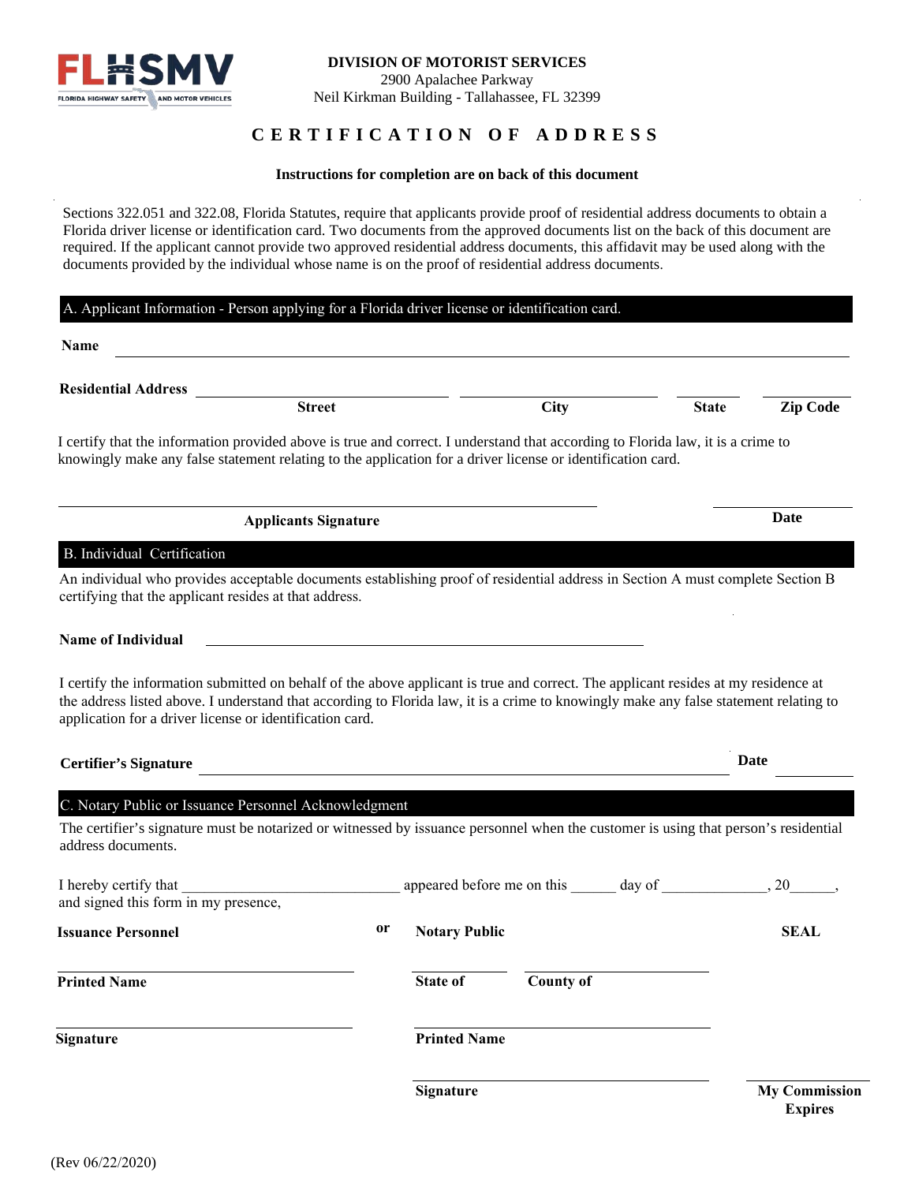FLHSMV
FLORIDA HIGHWAY SAFETY AND MOTOR VEHICLES

**DIVISION OF MOTORIST SERVICES**
2900 Apalachee Parkway
Neil Kirkman Building - Tallahassee, FL 32399

# CERTIFICATION OF ADDRESS

**Instructions for completion are on back of this document**

Sections 322.051 and 322.08, Florida Statutes, require that applicants provide proof of residential address documents to obtain a Florida driver license or identification card. Two documents from the approved documents list on the back of this document are required. If the applicant cannot provide two approved residential address documents, this affidavit may be used along with the documents provided by the individual whose name is on the proof of residential address documents.

## A. Applicant Information - Person applying for a Florida driver license or identification card.

**Name** ______________________________________________

**Residential Address** ____________________ ____________________ __________ __________
**Street** **City** **State** **Zip Code**

I certify that the information provided above is true and correct. I understand that according to Florida law, it is a crime to knowingly make any false statement relating to the application for a driver license or identification card.

______________________________________________ ____________
**Applicants Signature** **Date**

## B. Individual Certification

An individual who provides acceptable documents establishing proof of residential address in Section A must complete Section B certifying that the applicant resides at that address.

**Name of Individual** ______________________________________________

I certify the information submitted on behalf of the above applicant is true and correct. The applicant resides at my residence at the address listed above. I understand that according to Florida law, it is a crime to knowingly make any false statement relating to application for a driver license or identification card.

**Certifier's Signature** ______________________________________________ **Date** ____________

## C. Notary Public or Issuance Personnel Acknowledgment

The certifier's signature must be notarized or witnessed by issuance personnel when the customer is using that person's residential address documents.

I hereby certify that ____________________________ appeared before me on this ______ day of ______________, 20______, and signed this form in my presence,

**Issuance Personnel** **or** **Notary Public** **SEAL**

______________________________ ____________ ____________________
**Printed Name** **State of** **County of**

______________________________ ______________________________
**Signature** **Printed Name**

______________________________ ____________
**Signature** **My Commission Expires**

(Rev 06/22/2020)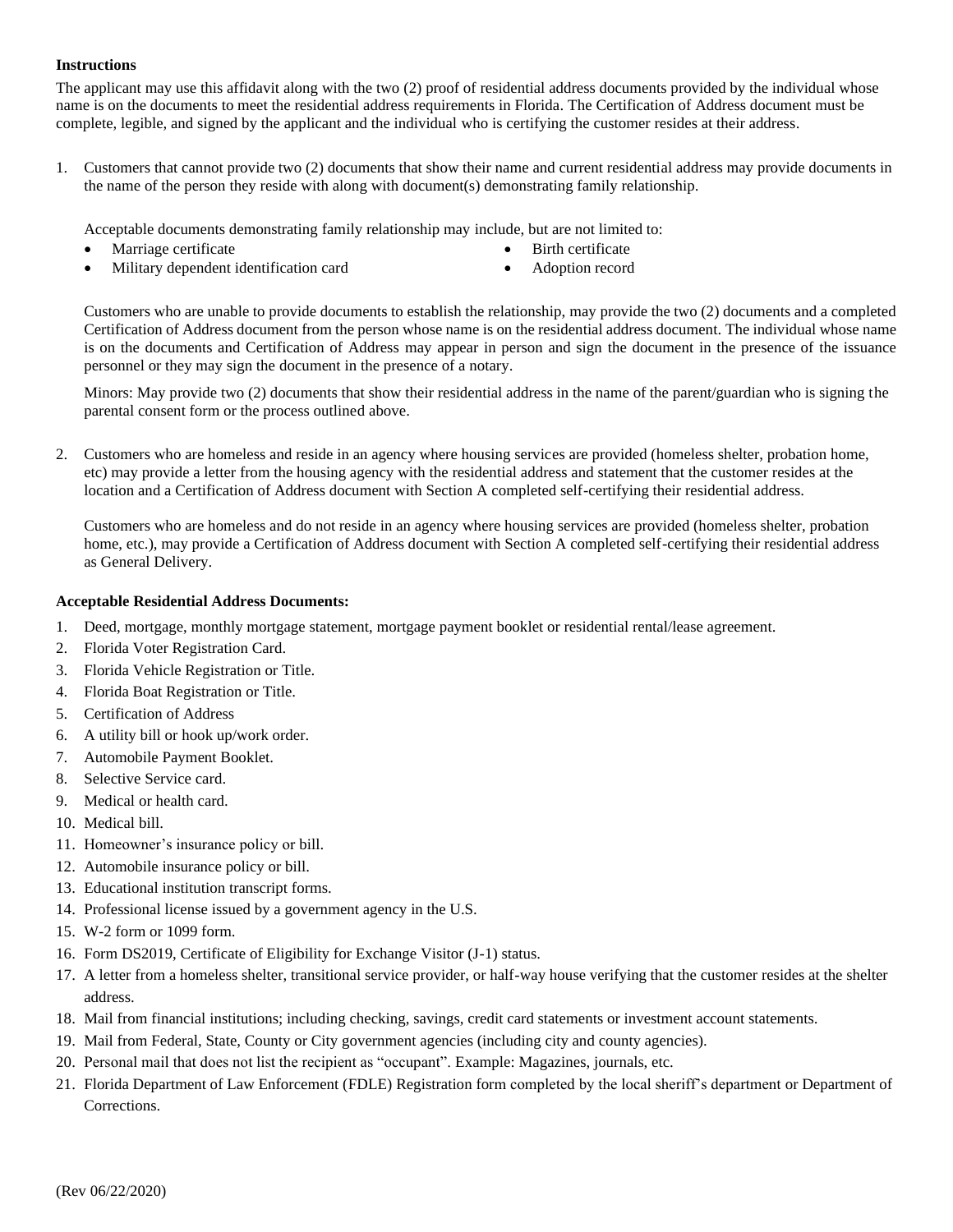**Instructions**

The applicant may use this affidavit along with the two (2) proof of residential address documents provided by the individual whose name is on the documents to meet the residential address requirements in Florida. The Certification of Address document must be complete, legible, and signed by the applicant and the individual who is certifying the customer resides at their address.

1. Customers that cannot provide two (2) documents that show their name and current residential address may provide documents in the name of the person they reside with along with document(s) demonstrating family relationship.

   Acceptable documents demonstrating family relationship may include, but are not limited to:

   - Marriage certificate
   - Birth certificate
   - Military dependent identification card
   - Adoption record

   Customers who are unable to provide documents to establish the relationship, may provide the two (2) documents and a completed Certification of Address document from the person whose name is on the residential address document. The individual whose name is on the documents and Certification of Address may appear in person and sign the document in the presence of the issuance personnel or they may sign the document in the presence of a notary.

   Minors: May provide two (2) documents that show their residential address in the name of the parent/guardian who is signing the parental consent form or the process outlined above.

2. Customers who are homeless and reside in an agency where housing services are provided (homeless shelter, probation home, etc) may provide a letter from the housing agency with the residential address and statement that the customer resides at the location and a Certification of Address document with Section A completed self-certifying their residential address.

   Customers who are homeless and do not reside in an agency where housing services are provided (homeless shelter, probation home, etc.), may provide a Certification of Address document with Section A completed self-certifying their residential address as General Delivery.

**Acceptable Residential Address Documents:**

1. Deed, mortgage, monthly mortgage statement, mortgage payment booklet or residential rental/lease agreement.
2. Florida Voter Registration Card.
3. Florida Vehicle Registration or Title.
4. Florida Boat Registration or Title.
5. Certification of Address
6. A utility bill or hook up/work order.
7. Automobile Payment Booklet.
8. Selective Service card.
9. Medical or health card.
10. Medical bill.
11. Homeowner's insurance policy or bill.
12. Automobile insurance policy or bill.
13. Educational institution transcript forms.
14. Professional license issued by a government agency in the U.S.
15. W-2 form or 1099 form.
16. Form DS2019, Certificate of Eligibility for Exchange Visitor (J-1) status.
17. A letter from a homeless shelter, transitional service provider, or half-way house verifying that the customer resides at the shelter address.
18. Mail from financial institutions; including checking, savings, credit card statements or investment account statements.
19. Mail from Federal, State, County or City government agencies (including city and county agencies).
20. Personal mail that does not list the recipient as "occupant". Example: Magazines, journals, etc.
21. Florida Department of Law Enforcement (FDLE) Registration form completed by the local sheriff's department or Department of Corrections.

(Rev 06/22/2020)